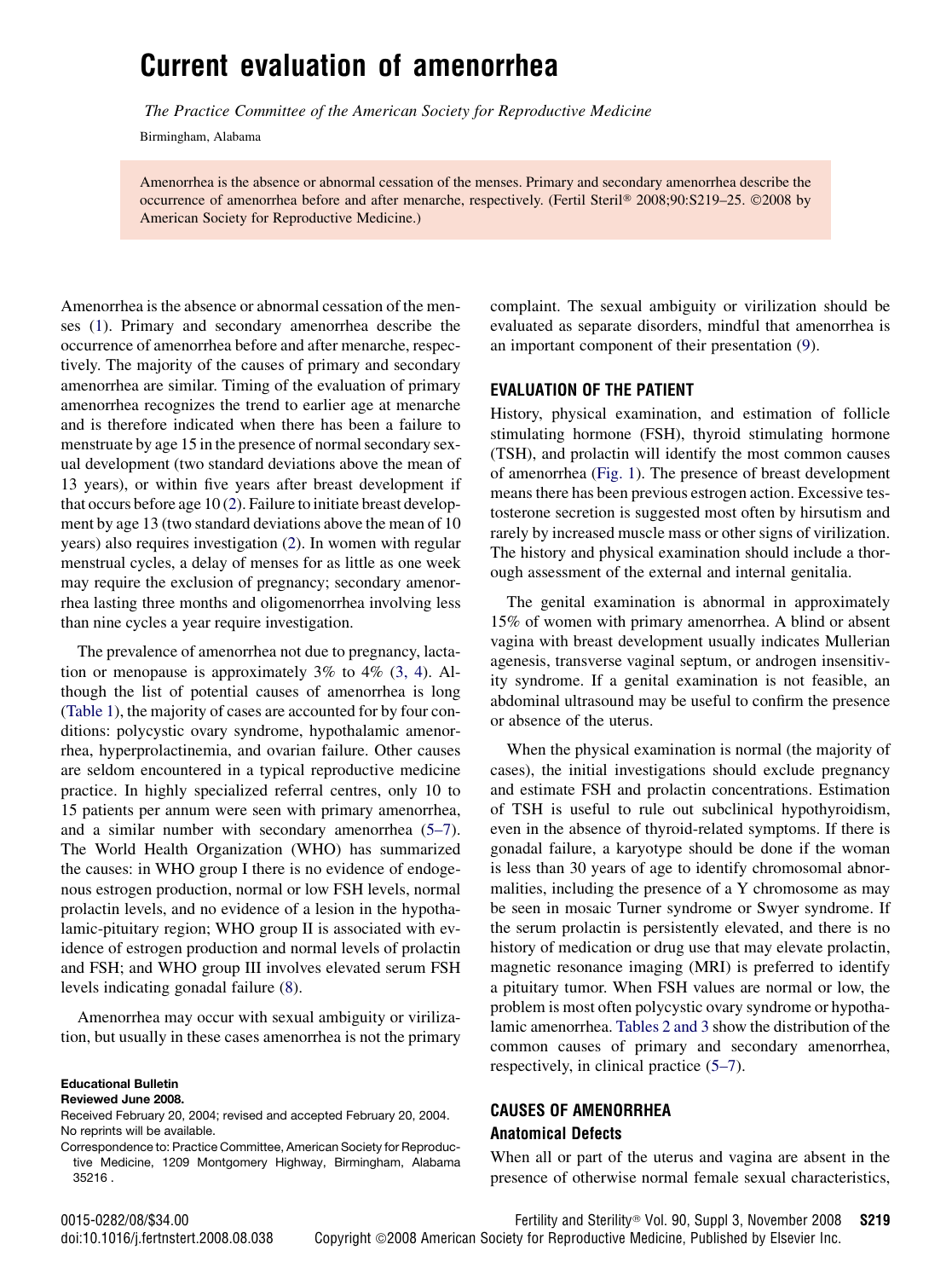# Current evaluation of amenorrhea

*The Practice Committee of the American Society for Reproductive Medicine*

Birmingham, Alabama

Amenorrhea is the absence or abnormal cessation of the menses. Primary and secondary amenorrhea describe the occurrence of amenorrhea before and after menarche, respectively. (Fertil Steril® 2008;90:S219–25. ©2008 by American Society for Reproductive Medicine.)

Amenorrhea is the absence or abnormal cessation of the menses (1). Primary and secondary amenorrhea describe the occurrence of amenorrhea before and after menarche, respectively. The majority of the causes of primary and secondary amenorrhea are similar. Timing of the evaluation of primary amenorrhea recognizes the trend to earlier age at menarche and is therefore indicated when there has been a failure to menstruate by age 15 in the presence of normal secondary sexual development (two standard deviations above the mean of 13 years), or within five years after breast development if that occurs before age 10 (2). Failure to initiate breast development by age 13 (two standard deviations above the mean of 10 years) also requires investigation (2). In women with regular menstrual cycles, a delay of menses for as little as one week may require the exclusion of pregnancy; secondary amenorrhea lasting three months and oligomenorrhea involving less than nine cycles a year require investigation.

The prevalence of amenorrhea not due to pregnancy, lactation or menopause is approximately 3% to 4% (3, 4). Although the list of potential causes of amenorrhea is long (Table 1), the majority of cases are accounted for by four conditions: polycystic ovary syndrome, hypothalamic amenorrhea, hyperprolactinemia, and ovarian failure. Other causes are seldom encountered in a typical reproductive medicine practice. In highly specialized referral centres, only 10 to 15 patients per annum were seen with primary amenorrhea, and a similar number with secondary amenorrhea (5–7). The World Health Organization (WHO) has summarized the causes: in WHO group I there is no evidence of endogenous estrogen production, normal or low FSH levels, normal prolactin levels, and no evidence of a lesion in the hypothalamic-pituitary region; WHO group II is associated with evidence of estrogen production and normal levels of prolactin and FSH; and WHO group III involves elevated serum FSH levels indicating gonadal failure (8).

Amenorrhea may occur with sexual ambiguity or virilization, but usually in these cases amenorrhea is not the primary complaint. The sexual ambiguity or virilization should be evaluated as separate disorders, mindful that amenorrhea is an important component of their presentation (9).

## EVALUATION OF THE PATIENT

History, physical examination, and estimation of follicle stimulating hormone (FSH), thyroid stimulating hormone (TSH), and prolactin will identify the most common causes of amenorrhea (Fig. 1). The presence of breast development means there has been previous estrogen action. Excessive testosterone secretion is suggested most often by hirsutism and rarely by increased muscle mass or other signs of virilization. The history and physical examination should include a thorough assessment of the external and internal genitalia.

The genital examination is abnormal in approximately 15% of women with primary amenorrhea. A blind or absent vagina with breast development usually indicates Mullerian agenesis, transverse vaginal septum, or androgen insensitivity syndrome. If a genital examination is not feasible, an abdominal ultrasound may be useful to confirm the presence or absence of the uterus.

When the physical examination is normal (the majority of cases), the initial investigations should exclude pregnancy and estimate FSH and prolactin concentrations. Estimation of TSH is useful to rule out subclinical hypothyroidism, even in the absence of thyroid-related symptoms. If there is gonadal failure, a karyotype should be done if the woman is less than 30 years of age to identify chromosomal abnormalities, including the presence of a Y chromosome as may be seen in mosaic Turner syndrome or Swyer syndrome. If the serum prolactin is persistently elevated, and there is no history of medication or drug use that may elevate prolactin, magnetic resonance imaging (MRI) is preferred to identify a pituitary tumor. When FSH values are normal or low, the problem is most often polycystic ovary syndrome or hypothalamic amenorrhea. Tables 2 and 3 show the distribution of the common causes of primary and secondary amenorrhea, respectively, in clinical practice (5–7).

## CAUSES OF AMENORRHEA

### Anatomical Defects

When all or part of the uterus and vagina are absent in the presence of otherwise normal female sexual characteristics,

**Educational Bulletin**
**Reviewed June 2008.**

Received February 20, 2004; revised and accepted February 20, 2004.
No reprints will be available.

Correspondence to: Practice Committee, American Society for Reproductive Medicine, 1209 Montgomery Highway, Birmingham, Alabama 35216 .

0015-0282/08/$34.00
doi:10.1016/j.fertnstert.2008.08.038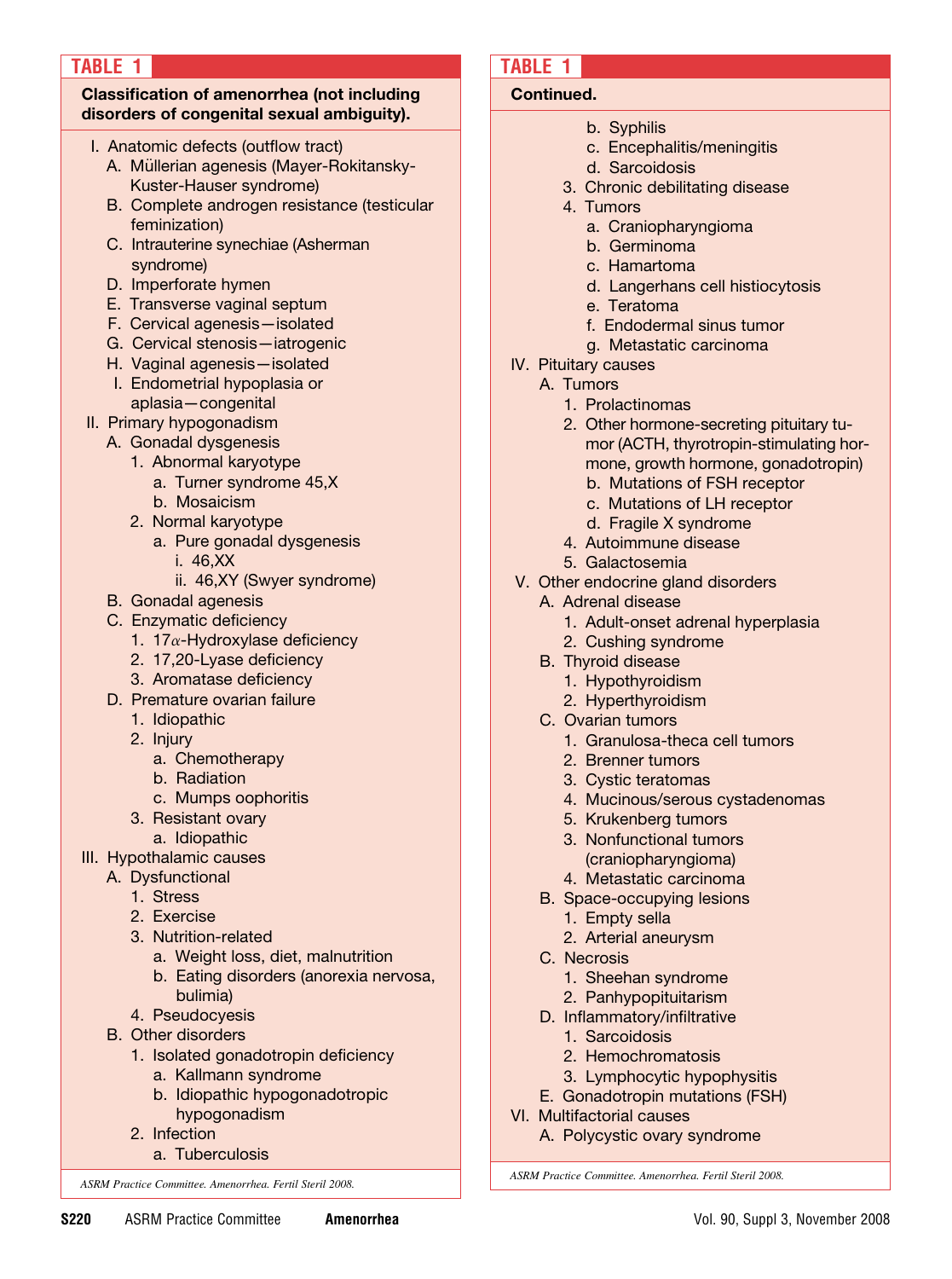**TABLE 1**

**Classification of amenorrhea (not including disorders of congenital sexual ambiguity).**

- I. Anatomic defects (outflow tract)
  - A. Müllerian agenesis (Mayer-Rokitansky-Kuster-Hauser syndrome)
  - B. Complete androgen resistance (testicular feminization)
  - C. Intrauterine synechiae (Asherman syndrome)
  - D. Imperforate hymen
  - E. Transverse vaginal septum
  - F. Cervical agenesis—isolated
  - G. Cervical stenosis—iatrogenic
  - H. Vaginal agenesis—isolated
  - I. Endometrial hypoplasia or aplasia—congenital
- II. Primary hypogonadism
  - A. Gonadal dysgenesis
    - 1. Abnormal karyotype
      - a. Turner syndrome 45,X
      - b. Mosaicism
    - 2. Normal karyotype
      - a. Pure gonadal dysgenesis
        - i. 46,XX
        - ii. 46,XY (Swyer syndrome)
  - B. Gonadal agenesis
  - C. Enzymatic deficiency
    - 1. $17\alpha$-Hydroxylase deficiency
    - 2. 17,20-Lyase deficiency
    - 3. Aromatase deficiency
  - D. Premature ovarian failure
    - 1. Idiopathic
    - 2. Injury
      - a. Chemotherapy
      - b. Radiation
      - c. Mumps oophoritis
    - 3. Resistant ovary
      - a. Idiopathic
- III. Hypothalamic causes
  - A. Dysfunctional
    - 1. Stress
    - 2. Exercise
    - 3. Nutrition-related
      - a. Weight loss, diet, malnutrition
      - b. Eating disorders (anorexia nervosa, bulimia)
    - 4. Pseudocyesis
  - B. Other disorders
    - 1. Isolated gonadotropin deficiency
      - a. Kallmann syndrome
      - b. Idiopathic hypogonadotropic hypogonadism
    - 2. Infection
      - a. Tuberculosis
      - b. Syphilis
      - c. Encephalitis/meningitis
      - d. Sarcoidosis
    - 3. Chronic debilitating disease
    - 4. Tumors
      - a. Craniopharyngioma
      - b. Germinoma
      - c. Hamartoma
      - d. Langerhans cell histiocytosis
      - e. Teratoma
      - f. Endodermal sinus tumor
      - g. Metastatic carcinoma
- IV. Pituitary causes
  - A. Tumors
    - 1. Prolactinomas
    - 2. Other hormone-secreting pituitary tumor (ACTH, thyrotropin-stimulating hormone, growth hormone, gonadotropin)
      - b. Mutations of FSH receptor
      - c. Mutations of LH receptor
      - d. Fragile X syndrome
    - 4. Autoimmune disease
    - 5. Galactosemia
- V. Other endocrine gland disorders
  - A. Adrenal disease
    - 1. Adult-onset adrenal hyperplasia
    - 2. Cushing syndrome
  - B. Thyroid disease
    - 1. Hypothyroidism
    - 2. Hyperthyroidism
  - C. Ovarian tumors
    - 1. Granulosa-theca cell tumors
    - 2. Brenner tumors
    - 3. Cystic teratomas
    - 4. Mucinous/serous cystadenomas
    - 5. Krukenberg tumors
    - 3. Nonfunctional tumors (craniopharyngioma)
    - 4. Metastatic carcinoma
  - B. Space-occupying lesions
    - 1. Empty sella
    - 2. Arterial aneurysm
  - C. Necrosis
    - 1. Sheehan syndrome
    - 2. Panhypopituitarism
  - D. Inflammatory/infiltrative
    - 1. Sarcoidosis
    - 2. Hemochromatosis
    - 3. Lymphocytic hypophysitis
  - E. Gonadotropin mutations (FSH)
- VI. Multifactorial causes
  - A. Polycystic ovary syndrome

*ASRM Practice Committee. Amenorrhea. Fertil Steril 2008.*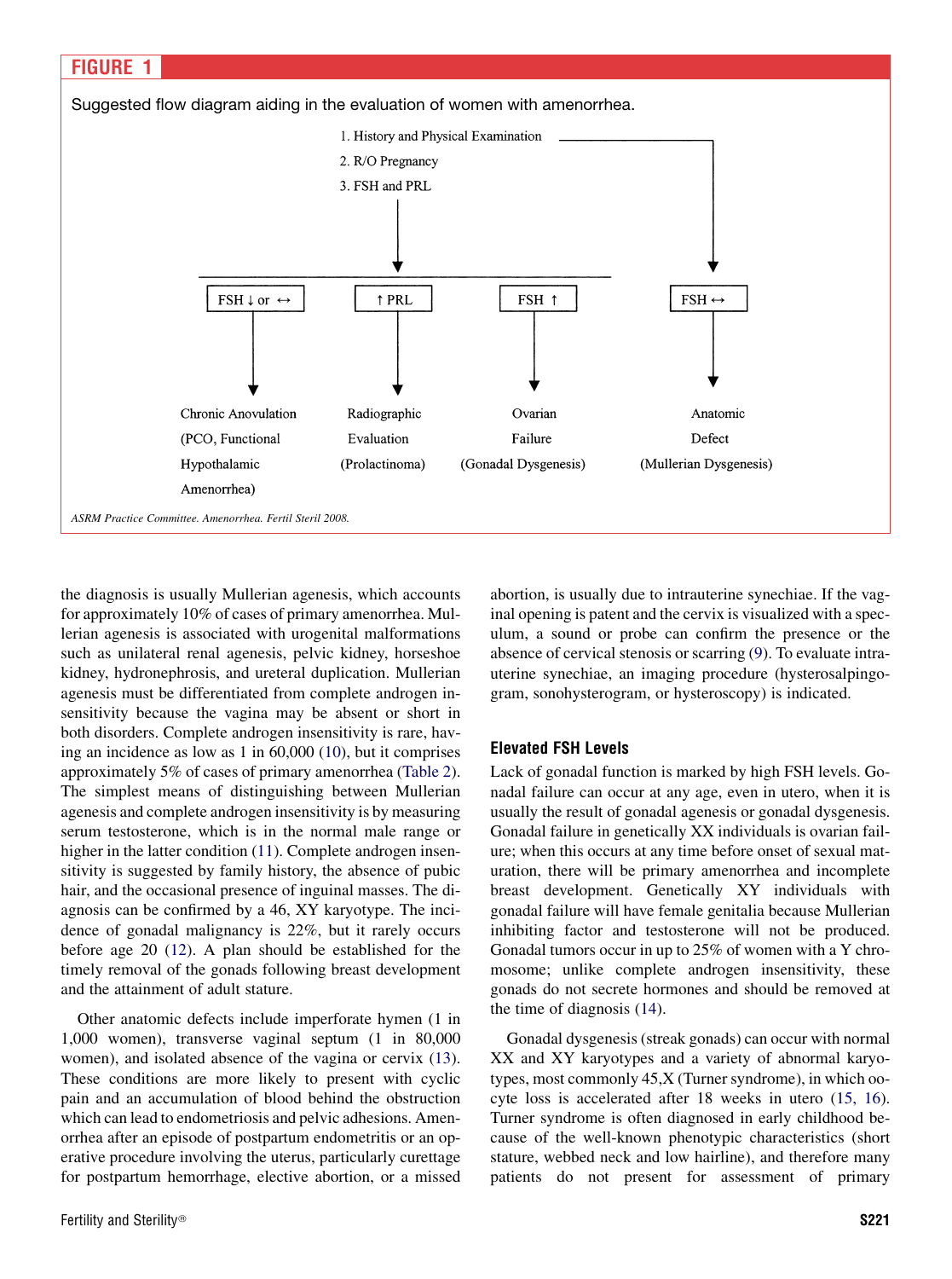**FIGURE 1**

Suggested flow diagram aiding in the evaluation of women with amenorrhea.

1. History and Physical Examination
2. R/O Pregnancy
3. FSH and PRL

| FSH ↓ or ↔ | ↑ PRL | FSH ↑ | FSH ↔ |
|---|---|---|---|
| Chronic Anovulation (PCO, Functional Hypothalamic Amenorrhea) | Radiographic Evaluation (Prolactinoma) | Ovarian Failure (Gonadal Dysgenesis) | Anatomic Defect (Mullerian Dysgenesis) |

*ASRM Practice Committee. Amenorrhea. Fertil Steril 2008.*

the diagnosis is usually Mullerian agenesis, which accounts for approximately 10% of cases of primary amenorrhea. Mullerian agenesis is associated with urogenital malformations such as unilateral renal agenesis, pelvic kidney, horseshoe kidney, hydronephrosis, and ureteral duplication. Mullerian agenesis must be differentiated from complete androgen insensitivity because the vagina may be absent or short in both disorders. Complete androgen insensitivity is rare, having an incidence as low as 1 in 60,000 (10), but it comprises approximately 5% of cases of primary amenorrhea (Table 2). The simplest means of distinguishing between Mullerian agenesis and complete androgen insensitivity is by measuring serum testosterone, which is in the normal male range or higher in the latter condition (11). Complete androgen insensitivity is suggested by family history, the absence of pubic hair, and the occasional presence of inguinal masses. The diagnosis can be confirmed by a 46, XY karyotype. The incidence of gonadal malignancy is 22%, but it rarely occurs before age 20 (12). A plan should be established for the timely removal of the gonads following breast development and the attainment of adult stature.

Other anatomic defects include imperforate hymen (1 in 1,000 women), transverse vaginal septum (1 in 80,000 women), and isolated absence of the vagina or cervix (13). These conditions are more likely to present with cyclic pain and an accumulation of blood behind the obstruction which can lead to endometriosis and pelvic adhesions. Amenorrhea after an episode of postpartum endometritis or an operative procedure involving the uterus, particularly curettage for postpartum hemorrhage, elective abortion, or a missed abortion, is usually due to intrauterine synechiae. If the vaginal opening is patent and the cervix is visualized with a speculum, a sound or probe can confirm the presence or the absence of cervical stenosis or scarring (9). To evaluate intrauterine synechiae, an imaging procedure (hysterosalpingogram, sonohysterogram, or hysteroscopy) is indicated.

## Elevated FSH Levels

Lack of gonadal function is marked by high FSH levels. Gonadal failure can occur at any age, even in utero, when it is usually the result of gonadal agenesis or gonadal dysgenesis. Gonadal failure in genetically XX individuals is ovarian failure; when this occurs at any time before onset of sexual maturation, there will be primary amenorrhea and incomplete breast development. Genetically XY individuals with gonadal failure will have female genitalia because Mullerian inhibiting factor and testosterone will not be produced. Gonadal tumors occur in up to 25% of women with a Y chromosome; unlike complete androgen insensitivity, these gonads do not secrete hormones and should be removed at the time of diagnosis (14).

Gonadal dysgenesis (streak gonads) can occur with normal XX and XY karyotypes and a variety of abnormal karyotypes, most commonly 45,X (Turner syndrome), in which oocyte loss is accelerated after 18 weeks in utero (15, 16). Turner syndrome is often diagnosed in early childhood because of the well-known phenotypic characteristics (short stature, webbed neck and low hairline), and therefore many patients do not present for assessment of primary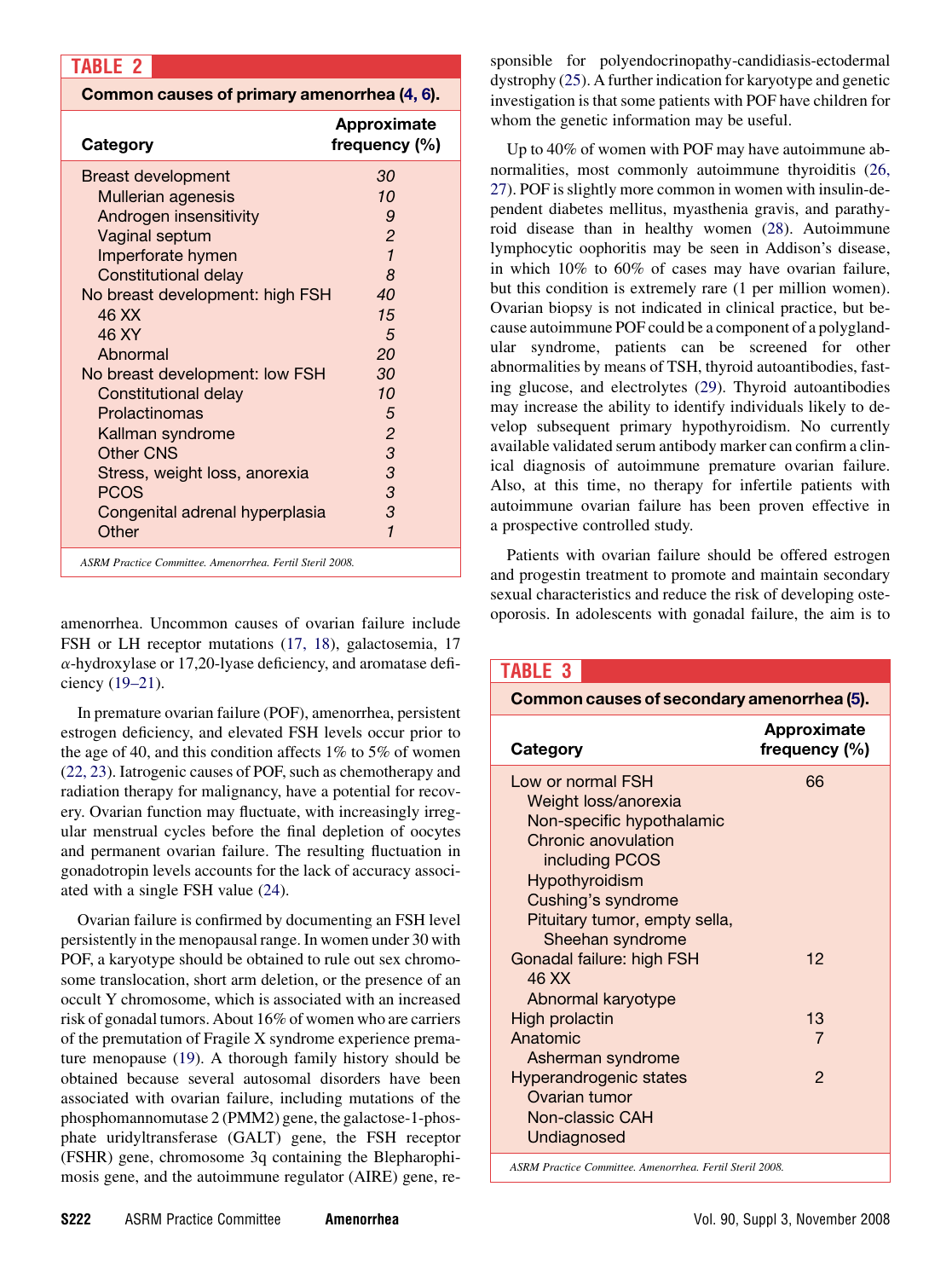**TABLE 2**

**Common causes of primary amenorrhea (4, 6).**

| Category | Approximate frequency (%) |
| --- | --- |
| Breast development | 30 |
| Mullerian agenesis | 10 |
| Androgen insensitivity | 9 |
| Vaginal septum | 2 |
| Imperforate hymen | 1 |
| Constitutional delay | 8 |
| No breast development: high FSH | 40 |
| 46 XX | 15 |
| 46 XY | 5 |
| Abnormal | 20 |
| No breast development: low FSH | 30 |
| Constitutional delay | 10 |
| Prolactinomas | 5 |
| Kallman syndrome | 2 |
| Other CNS | 3 |
| Stress, weight loss, anorexia | 3 |
| PCOS | 3 |
| Congenital adrenal hyperplasia | 3 |
| Other | 1 |

*ASRM Practice Committee. Amenorrhea. Fertil Steril 2008.*

amenorrhea. Uncommon causes of ovarian failure include FSH or LH receptor mutations (17, 18), galactosemia, 17 $\alpha$-hydroxylase or 17,20-lyase deficiency, and aromatase deficiency (19–21).

In premature ovarian failure (POF), amenorrhea, persistent estrogen deficiency, and elevated FSH levels occur prior to the age of 40, and this condition affects 1% to 5% of women (22, 23). Iatrogenic causes of POF, such as chemotherapy and radiation therapy for malignancy, have a potential for recovery. Ovarian function may fluctuate, with increasingly irregular menstrual cycles before the final depletion of oocytes and permanent ovarian failure. The resulting fluctuation in gonadotropin levels accounts for the lack of accuracy associated with a single FSH value (24).

Ovarian failure is confirmed by documenting an FSH level persistently in the menopausal range. In women under 30 with POF, a karyotype should be obtained to rule out sex chromosome translocation, short arm deletion, or the presence of an occult Y chromosome, which is associated with an increased risk of gonadal tumors. About 16% of women who are carriers of the premutation of Fragile X syndrome experience premature menopause (19). A thorough family history should be obtained because several autosomal disorders have been associated with ovarian failure, including mutations of the phosphomannomutase 2 (PMM2) gene, the galactose-1-phosphate uridyltransferase (GALT) gene, the FSH receptor (FSHR) gene, chromosome 3q containing the Blepharophimosis gene, and the autoimmune regulator (AIRE) gene, responsible for polyendocrinopathy-candidiasis-ectodermal dystrophy (25). A further indication for karyotype and genetic investigation is that some patients with POF have children for whom the genetic information may be useful.

Up to 40% of women with POF may have autoimmune abnormalities, most commonly autoimmune thyroiditis (26, 27). POF is slightly more common in women with insulin-dependent diabetes mellitus, myasthenia gravis, and parathyroid disease than in healthy women (28). Autoimmune lymphocytic oophoritis may be seen in Addison's disease, in which 10% to 60% of cases may have ovarian failure, but this condition is extremely rare (1 per million women). Ovarian biopsy is not indicated in clinical practice, but because autoimmune POF could be a component of a polyglandular syndrome, patients can be screened for other abnormalities by means of TSH, thyroid autoantibodies, fasting glucose, and electrolytes (29). Thyroid autoantibodies may increase the ability to identify individuals likely to develop subsequent primary hypothyroidism. No currently available validated serum antibody marker can confirm a clinical diagnosis of autoimmune premature ovarian failure. Also, at this time, no therapy for infertile patients with autoimmune ovarian failure has been proven effective in a prospective controlled study.

Patients with ovarian failure should be offered estrogen and progestin treatment to promote and maintain secondary sexual characteristics and reduce the risk of developing osteoporosis. In adolescents with gonadal failure, the aim is to

**TABLE 3**

**Common causes of secondary amenorrhea (5).**

| Category | Approximate frequency (%) |
| --- | --- |
| Low or normal FSH | 66 |
| Weight loss/anorexia | |
| Non-specific hypothalamic | |
| Chronic anovulation including PCOS | |
| Hypothyroidism | |
| Cushing's syndrome | |
| Pituitary tumor, empty sella, Sheehan syndrome | |
| Gonadal failure: high FSH | 12 |
| 46 XX | |
| Abnormal karyotype | |
| High prolactin | 13 |
| Anatomic | 7 |
| Asherman syndrome | |
| Hyperandrogenic states | 2 |
| Ovarian tumor | |
| Non-classic CAH | |
| Undiagnosed | |

*ASRM Practice Committee. Amenorrhea. Fertil Steril 2008.*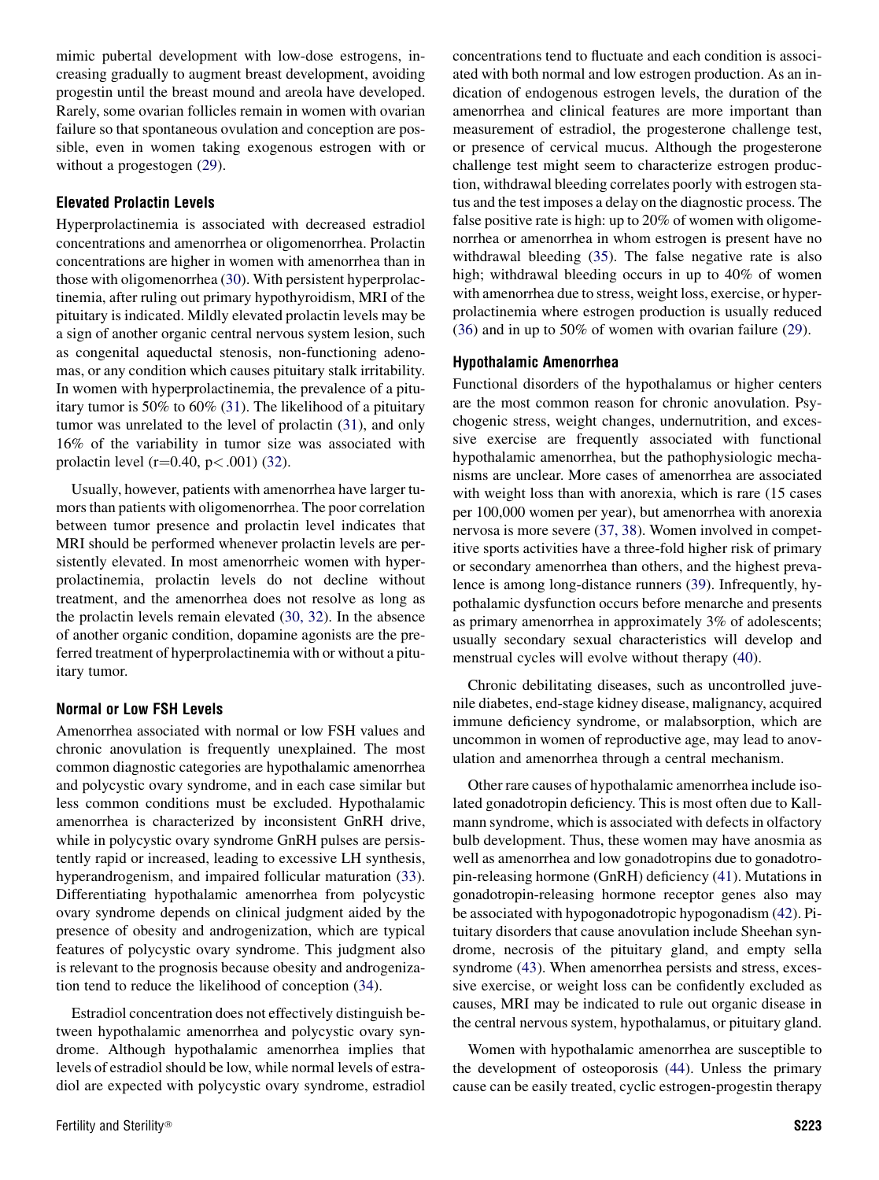mimic pubertal development with low-dose estrogens, increasing gradually to augment breast development, avoiding progestin until the breast mound and areola have developed. Rarely, some ovarian follicles remain in women with ovarian failure so that spontaneous ovulation and conception are possible, even in women taking exogenous estrogen with or without a progestogen (29).

### Elevated Prolactin Levels

Hyperprolactinemia is associated with decreased estradiol concentrations and amenorrhea or oligomenorrhea. Prolactin concentrations are higher in women with amenorrhea than in those with oligomenorrhea (30). With persistent hyperprolactinemia, after ruling out primary hypothyroidism, MRI of the pituitary is indicated. Mildly elevated prolactin levels may be a sign of another organic central nervous system lesion, such as congenital aqueductal stenosis, non-functioning adenomas, or any condition which causes pituitary stalk irritability. In women with hyperprolactinemia, the prevalence of a pituitary tumor is 50% to 60% (31). The likelihood of a pituitary tumor was unrelated to the level of prolactin (31), and only 16% of the variability in tumor size was associated with prolactin level ($r=0.40$, $p<.001$) (32).

Usually, however, patients with amenorrhea have larger tumors than patients with oligomenorrhea. The poor correlation between tumor presence and prolactin level indicates that MRI should be performed whenever prolactin levels are persistently elevated. In most amenorrheic women with hyperprolactinemia, prolactin levels do not decline without treatment, and the amenorrhea does not resolve as long as the prolactin levels remain elevated (30, 32). In the absence of another organic condition, dopamine agonists are the preferred treatment of hyperprolactinemia with or without a pituitary tumor.

### Normal or Low FSH Levels

Amenorrhea associated with normal or low FSH values and chronic anovulation is frequently unexplained. The most common diagnostic categories are hypothalamic amenorrhea and polycystic ovary syndrome, and in each case similar but less common conditions must be excluded. Hypothalamic amenorrhea is characterized by inconsistent GnRH drive, while in polycystic ovary syndrome GnRH pulses are persistently rapid or increased, leading to excessive LH synthesis, hyperandrogenism, and impaired follicular maturation (33). Differentiating hypothalamic amenorrhea from polycystic ovary syndrome depends on clinical judgment aided by the presence of obesity and androgenization, which are typical features of polycystic ovary syndrome. This judgment also is relevant to the prognosis because obesity and androgenization tend to reduce the likelihood of conception (34).

Estradiol concentration does not effectively distinguish between hypothalamic amenorrhea and polycystic ovary syndrome. Although hypothalamic amenorrhea implies that levels of estradiol should be low, while normal levels of estradiol are expected with polycystic ovary syndrome, estradiol concentrations tend to fluctuate and each condition is associated with both normal and low estrogen production. As an indication of endogenous estrogen levels, the duration of the amenorrhea and clinical features are more important than measurement of estradiol, the progesterone challenge test, or presence of cervical mucus. Although the progesterone challenge test might seem to characterize estrogen production, withdrawal bleeding correlates poorly with estrogen status and the test imposes a delay on the diagnostic process. The false positive rate is high: up to 20% of women with oligomenorrhea or amenorrhea in whom estrogen is present have no withdrawal bleeding (35). The false negative rate is also high; withdrawal bleeding occurs in up to 40% of women with amenorrhea due to stress, weight loss, exercise, or hyperprolactinemia where estrogen production is usually reduced (36) and in up to 50% of women with ovarian failure (29).

### Hypothalamic Amenorrhea

Functional disorders of the hypothalamus or higher centers are the most common reason for chronic anovulation. Psychogenic stress, weight changes, undernutrition, and excessive exercise are frequently associated with functional hypothalamic amenorrhea, but the pathophysiologic mechanisms are unclear. More cases of amenorrhea are associated with weight loss than with anorexia, which is rare (15 cases per 100,000 women per year), but amenorrhea with anorexia nervosa is more severe (37, 38). Women involved in competitive sports activities have a three-fold higher risk of primary or secondary amenorrhea than others, and the highest prevalence is among long-distance runners (39). Infrequently, hypothalamic dysfunction occurs before menarche and presents as primary amenorrhea in approximately 3% of adolescents; usually secondary sexual characteristics will develop and menstrual cycles will evolve without therapy (40).

Chronic debilitating diseases, such as uncontrolled juvenile diabetes, end-stage kidney disease, malignancy, acquired immune deficiency syndrome, or malabsorption, which are uncommon in women of reproductive age, may lead to anovulation and amenorrhea through a central mechanism.

Other rare causes of hypothalamic amenorrhea include isolated gonadotropin deficiency. This is most often due to Kallmann syndrome, which is associated with defects in olfactory bulb development. Thus, these women may have anosmia as well as amenorrhea and low gonadotropins due to gonadotropin-releasing hormone (GnRH) deficiency (41). Mutations in gonadotropin-releasing hormone receptor genes also may be associated with hypogonadotropic hypogonadism (42). Pituitary disorders that cause anovulation include Sheehan syndrome, necrosis of the pituitary gland, and empty sella syndrome (43). When amenorrhea persists and stress, excessive exercise, or weight loss can be confidently excluded as causes, MRI may be indicated to rule out organic disease in the central nervous system, hypothalamus, or pituitary gland.

Women with hypothalamic amenorrhea are susceptible to the development of osteoporosis (44). Unless the primary cause can be easily treated, cyclic estrogen-progestin therapy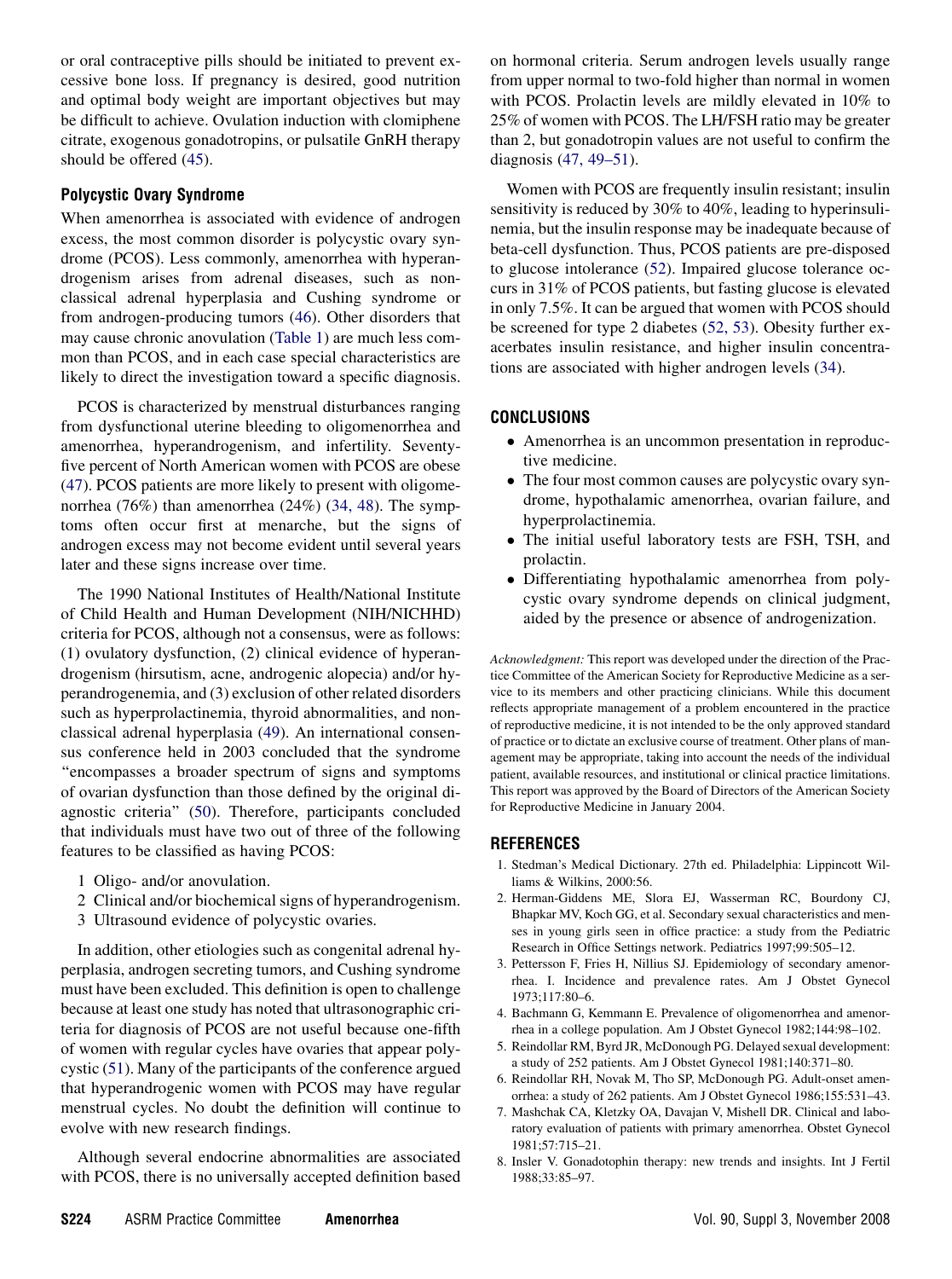or oral contraceptive pills should be initiated to prevent excessive bone loss. If pregnancy is desired, good nutrition and optimal body weight are important objectives but may be difficult to achieve. Ovulation induction with clomiphene citrate, exogenous gonadotropins, or pulsatile GnRH therapy should be offered (45).

### Polycystic Ovary Syndrome

When amenorrhea is associated with evidence of androgen excess, the most common disorder is polycystic ovary syndrome (PCOS). Less commonly, amenorrhea with hyperandrogenism arises from adrenal diseases, such as non-classical adrenal hyperplasia and Cushing syndrome or from androgen-producing tumors (46). Other disorders that may cause chronic anovulation (Table 1) are much less common than PCOS, and in each case special characteristics are likely to direct the investigation toward a specific diagnosis.

PCOS is characterized by menstrual disturbances ranging from dysfunctional uterine bleeding to oligomenorrhea and amenorrhea, hyperandrogenism, and infertility. Seventy-five percent of North American women with PCOS are obese (47). PCOS patients are more likely to present with oligomenorrhea (76%) than amenorrhea (24%) (34, 48). The symptoms often occur first at menarche, but the signs of androgen excess may not become evident until several years later and these signs increase over time.

The 1990 National Institutes of Health/National Institute of Child Health and Human Development (NIH/NICHHD) criteria for PCOS, although not a consensus, were as follows: (1) ovulatory dysfunction, (2) clinical evidence of hyperandrogenism (hirsutism, acne, androgenic alopecia) and/or hyperandrogenemia, and (3) exclusion of other related disorders such as hyperprolactinemia, thyroid abnormalities, and non-classical adrenal hyperplasia (49). An international consensus conference held in 2003 concluded that the syndrome "encompasses a broader spectrum of signs and symptoms of ovarian dysfunction than those defined by the original diagnostic criteria" (50). Therefore, participants concluded that individuals must have two out of three of the following features to be classified as having PCOS:

1 Oligo- and/or anovulation.
2 Clinical and/or biochemical signs of hyperandrogenism.
3 Ultrasound evidence of polycystic ovaries.

In addition, other etiologies such as congenital adrenal hyperplasia, androgen secreting tumors, and Cushing syndrome must have been excluded. This definition is open to challenge because at least one study has noted that ultrasonographic criteria for diagnosis of PCOS are not useful because one-fifth of women with regular cycles have ovaries that appear polycystic (51). Many of the participants of the conference argued that hyperandrogenic women with PCOS may have regular menstrual cycles. No doubt the definition will continue to evolve with new research findings.

Although several endocrine abnormalities are associated with PCOS, there is no universally accepted definition based on hormonal criteria. Serum androgen levels usually range from upper normal to two-fold higher than normal in women with PCOS. Prolactin levels are mildly elevated in 10% to 25% of women with PCOS. The LH/FSH ratio may be greater than 2, but gonadotropin values are not useful to confirm the diagnosis (47, 49–51).

Women with PCOS are frequently insulin resistant; insulin sensitivity is reduced by 30% to 40%, leading to hyperinsulinemia, but the insulin response may be inadequate because of beta-cell dysfunction. Thus, PCOS patients are pre-disposed to glucose intolerance (52). Impaired glucose tolerance occurs in 31% of PCOS patients, but fasting glucose is elevated in only 7.5%. It can be argued that women with PCOS should be screened for type 2 diabetes (52, 53). Obesity further exacerbates insulin resistance, and higher insulin concentrations are associated with higher androgen levels (34).

## CONCLUSIONS

- Amenorrhea is an uncommon presentation in reproductive medicine.
- The four most common causes are polycystic ovary syndrome, hypothalamic amenorrhea, ovarian failure, and hyperprolactinemia.
- The initial useful laboratory tests are FSH, TSH, and prolactin.
- Differentiating hypothalamic amenorrhea from polycystic ovary syndrome depends on clinical judgment, aided by the presence or absence of androgenization.

*Acknowledgment:* This report was developed under the direction of the Practice Committee of the American Society for Reproductive Medicine as a service to its members and other practicing clinicians. While this document reflects appropriate management of a problem encountered in the practice of reproductive medicine, it is not intended to be the only approved standard of practice or to dictate an exclusive course of treatment. Other plans of management may be appropriate, taking into account the needs of the individual patient, available resources, and institutional or clinical practice limitations. This report was approved by the Board of Directors of the American Society for Reproductive Medicine in January 2004.

## REFERENCES

1. Stedman's Medical Dictionary. 27th ed. Philadelphia: Lippincott Williams & Wilkins, 2000:56.
2. Herman-Giddens ME, Slora EJ, Wasserman RC, Bourdony CJ, Bhapkar MV, Koch GG, et al. Secondary sexual characteristics and menses in young girls seen in office practice: a study from the Pediatric Research in Office Settings network. Pediatrics 1997;99:505–12.
3. Pettersson F, Fries H, Nillius SJ. Epidemiology of secondary amenorrhea. I. Incidence and prevalence rates. Am J Obstet Gynecol 1973;117:80–6.
4. Bachmann G, Kemmann E. Prevalence of oligomenorrhea and amenorrhea in a college population. Am J Obstet Gynecol 1982;144:98–102.
5. Reindollar RM, Byrd JR, McDonough PG. Delayed sexual development: a study of 252 patients. Am J Obstet Gynecol 1981;140:371–80.
6. Reindollar RH, Novak M, Tho SP, McDonough PG. Adult-onset amenorrhea: a study of 262 patients. Am J Obstet Gynecol 1986;155:531–43.
7. Mashchak CA, Kletzky OA, Davajan V, Mishell DR. Clinical and laboratory evaluation of patients with primary amenorrhea. Obstet Gynecol 1981;57:715–21.
8. Insler V. Gonadotophin therapy: new trends and insights. Int J Fertil 1988;33:85–97.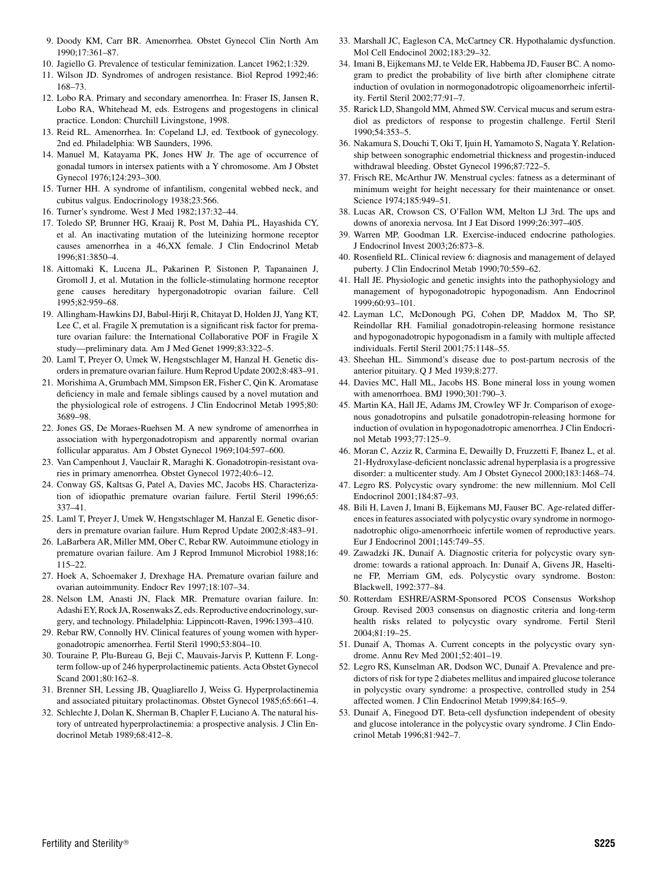9. Doody KM, Carr BR. Amenorrhea. Obstet Gynecol Clin North Am 1990;17:361–87.
10. Jagiello G. Prevalence of testicular feminization. Lancet 1962;1:329.
11. Wilson JD. Syndromes of androgen resistance. Biol Reprod 1992;46: 168–73.
12. Lobo RA. Primary and secondary amenorrhea. In: Fraser IS, Jansen R, Lobo RA, Whitehead M, eds. Estrogens and progestogens in clinical practice. London: Churchill Livingstone, 1998.
13. Reid RL. Amenorrhea. In: Copeland LJ, ed. Textbook of gynecology. 2nd ed. Philadelphia: WB Saunders, 1996.
14. Manuel M, Katayama PK, Jones HW Jr. The age of occurrence of gonadal tumors in intersex patients with a Y chromosome. Am J Obstet Gynecol 1976;124:293–300.
15. Turner HH. A syndrome of infantilism, congenital webbed neck, and cubitus valgus. Endocrinology 1938;23:566.
16. Turner's syndrome. West J Med 1982;137:32–44.
17. Toledo SP, Brunner HG, Kraaij R, Post M, Dahia PL, Hayashida CY, et al. An inactivating mutation of the luteinizing hormone receptor causes amenorrhea in a 46,XX female. J Clin Endocrinol Metab 1996;81:3850–4.
18. Aittomaki K, Lucena JL, Pakarinen P, Sistonen P, Tapanainen J, Gromoll J, et al. Mutation in the follicle-stimulating hormone receptor gene causes hereditary hypergonadotropic ovarian failure. Cell 1995;82:959–68.
19. Allingham-Hawkins DJ, Babul-Hirji R, Chitayat D, Holden JJ, Yang KT, Lee C, et al. Fragile X premutation is a significant risk factor for premature ovarian failure: the International Collaborative POF in Fragile X study—preliminary data. Am J Med Genet 1999;83:322–5.
20. Laml T, Preyer O, Umek W, Hengstschlager M, Hanzal H. Genetic disorders in premature ovarian failure. Hum Reprod Update 2002;8:483–91.
21. Morishima A, Grumbach MM, Simpson ER, Fisher C, Qin K. Aromatase deficiency in male and female siblings caused by a novel mutation and the physiological role of estrogens. J Clin Endocrinol Metab 1995;80: 3689–98.
22. Jones GS, De Moraes-Ruehsen M. A new syndrome of amenorrhea in association with hypergonadotropism and apparently normal ovarian follicular apparatus. Am J Obstet Gynecol 1969;104:597–600.
23. Van Campenhout J, Vauclair R, Maraghi K. Gonadotropin-resistant ovaries in primary amenorrhea. Obstet Gynecol 1972;40:6–12.
24. Conway GS, Kaltsas G, Patel A, Davies MC, Jacobs HS. Characterization of idiopathic premature ovarian failure. Fertil Steril 1996;65: 337–41.
25. Laml T, Preyer J, Umek W, Hengstschlager M, Hanzal E. Genetic disorders in premature ovarian failure. Hum Reprod Update 2002;8:483–91.
26. LaBarbera AR, Miller MM, Ober C, Rebar RW. Autoimmune etiology in premature ovarian failure. Am J Reprod Immunol Microbiol 1988;16: 115–22.
27. Hoek A, Schoemaker J, Drexhage HA. Premature ovarian failure and ovarian autoimmunity. Endocr Rev 1997;18:107–34.
28. Nelson LM, Anasti JN, Flack MR. Premature ovarian failure. In: Adashi EY, Rock JA, Rosenwaks Z, eds. Reproductive endocrinology, surgery, and technology. Philadelphia: Lippincott-Raven, 1996:1393–410.
29. Rebar RW, Connolly HV. Clinical features of young women with hypergonadotropic amenorrhea. Fertil Steril 1990;53:804–10.
30. Touraine P, Plu-Bureau G, Beji C, Mauvais-Jarvis P, Kuttenn F. Long-term follow-up of 246 hyperprolactinemic patients. Acta Obstet Gynecol Scand 2001;80:162–8.
31. Brenner SH, Lessing JB, Quagliarello J, Weiss G. Hyperprolactinemia and associated pituitary prolactinomas. Obstet Gynecol 1985;65:661–4.
32. Schlechte J, Dolan K, Sherman B, Chapler F, Luciano A. The natural history of untreated hyperprolactinemia: a prospective analysis. J Clin Endocrinol Metab 1989;68:412–8.
33. Marshall JC, Eagleson CA, McCartney CR. Hypothalamic dysfunction. Mol Cell Endocinol 2002;183:29–32.
34. Imani B, Eijkemans MJ, te Velde ER, Habbema JD, Fauser BC. A nomogram to predict the probability of live birth after clomiphene citrate induction of ovulation in normogonadotropic oligoamenorrheic infertility. Fertil Steril 2002;77:91–7.
35. Rarick LD, Shangold MM, Ahmed SW. Cervical mucus and serum estradiol as predictors of response to progestin challenge. Fertil Steril 1990;54:353–5.
36. Nakamura S, Douchi T, Oki T, Ijuin H, Yamamoto S, Nagata Y. Relationship between sonographic endometrial thickness and progestin-induced withdrawal bleeding. Obstet Gynecol 1996;87:722–5.
37. Frisch RE, McArthur JW. Menstrual cycles: fatness as a determinant of minimum weight for height necessary for their maintenance or onset. Science 1974;185:949–51.
38. Lucas AR, Crowson CS, O'Fallon WM, Melton LJ 3rd. The ups and downs of anorexia nervosa. Int J Eat Disord 1999;26:397–405.
39. Warren MP, Goodman LR. Exercise-induced endocrine pathologies. J Endocrinol Invest 2003;26:873–8.
40. Rosenfield RL. Clinical review 6: diagnosis and management of delayed puberty. J Clin Endocrinol Metab 1990;70:559–62.
41. Hall JE. Physiologic and genetic insights into the pathophysiology and management of hypogonadotropic hypogonadism. Ann Endocrinol 1999;60:93–101.
42. Layman LC, McDonough PG, Cohen DP, Maddox M, Tho SP, Reindollar RH. Familial gonadotropin-releasing hormone resistance and hypogonadotropic hypogonadism in a family with multiple affected individuals. Fertil Steril 2001;75:1148–55.
43. Sheehan HL. Simmond's disease due to post-partum necrosis of the anterior pituitary. Q J Med 1939;8:277.
44. Davies MC, Hall ML, Jacobs HS. Bone mineral loss in young women with amenorrhoea. BMJ 1990;301:790–3.
45. Martin KA, Hall JE, Adams JM, Crowley WF Jr. Comparison of exogenous gonadotropins and pulsatile gonadotropin-releasing hormone for induction of ovulation in hypogonadotropic amenorrhea. J Clin Endocrinol Metab 1993;77:125–9.
46. Moran C, Azziz R, Carmina E, Dewailly D, Fruzzetti F, Ibanez L, et al. 21-Hydroxylase-deficient nonclassic adrenal hyperplasia is a progressive disorder: a multicenter study. Am J Obstet Gynecol 2000;183:1468–74.
47. Legro RS. Polycystic ovary syndrome: the new millennium. Mol Cell Endocrinol 2001;184:87–93.
48. Bili H, Laven J, Imani B, Eijkemans MJ, Fauser BC. Age-related differences in features associated with polycystic ovary syndrome in normogonadotrophic oligo-amenorrhoeic infertile women of reproductive years. Eur J Endocrinol 2001;145:749–55.
49. Zawadzki JK, Dunaif A. Diagnostic criteria for polycystic ovary syndrome: towards a rational approach. In: Dunaif A, Givens JR, Haseltine FP, Merriam GM, eds. Polycystic ovary syndrome. Boston: Blackwell, 1992:377–84.
50. Rotterdam ESHRE/ASRM-Sponsored PCOS Consensus Workshop Group. Revised 2003 consensus on diagnostic criteria and long-term health risks related to polycystic ovary syndrome. Fertil Steril 2004;81:19–25.
51. Dunaif A, Thomas A. Current concepts in the polycystic ovary syndrome. Annu Rev Med 2001;52:401–19.
52. Legro RS, Kunselman AR, Dodson WC, Dunaif A. Prevalence and predictors of risk for type 2 diabetes mellitus and impaired glucose tolerance in polycystic ovary syndrome: a prospective, controlled study in 254 affected women. J Clin Endocrinol Metab 1999;84:165–9.
53. Dunaif A, Finegood DT. Beta-cell dysfunction independent of obesity and glucose intolerance in the polycystic ovary syndrome. J Clin Endocrinol Metab 1996;81:942–7.